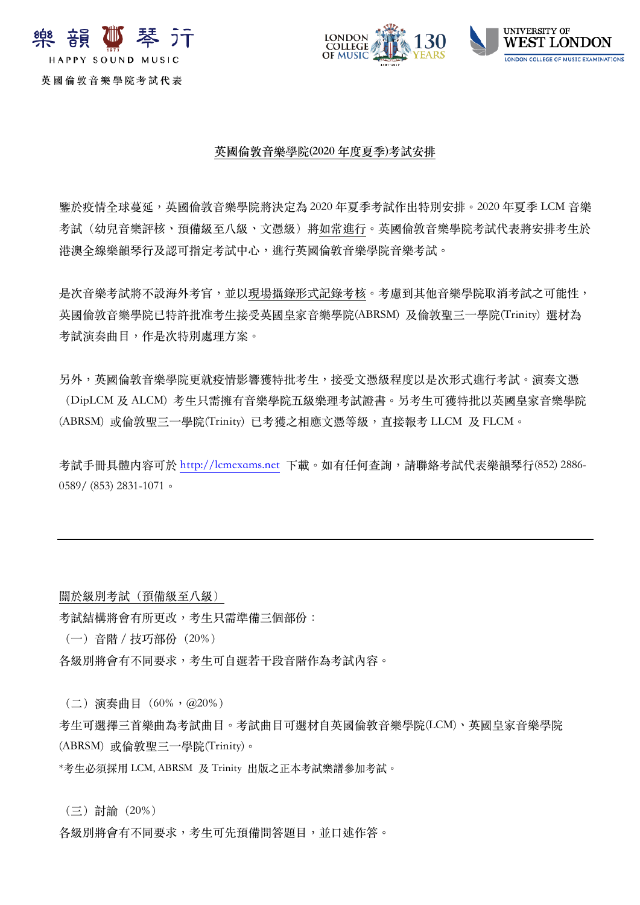樂韻琴行
HAPPY SOUND MUSIC
英國倫敦音樂學院考試代表

LONDON COLLEGE OF MUSIC 130 YEARS

UNIVERSITY OF WEST LONDON
LONDON COLLEGE OF MUSIC EXAMINATIONS

## 英國倫敦音樂學院(2020 年度夏季)考試安排

鑒於疫情全球蔓延，英國倫敦音樂學院將決定為 2020 年夏季考試作出特別安排。2020 年夏季 LCM 音樂考試（幼兒音樂評核，預備級至八級，文憑級）將如常進行。英國倫敦音樂學院考試代表將安排考生於港澳全線樂韻琴行及認可指定考試中心，進行英國倫敦音樂學院音樂考試。

是次音樂考試將不設海外考官，並以現場攝錄形式記錄考核。考慮到其他音樂學院取消考試之可能性，英國倫敦音樂學院已特許批准考生接受英國皇家音樂學院(ABRSM) 及倫敦聖三一學院(Trinity) 選材為考試演奏曲目，作是次特別處理方案。

另外，英國倫敦音樂學院更就疫情影響獲特批考生，接受文憑級程度以是次形式進行考試。演奏文憑（DipLCM 及 ALCM) 考生只需擁有音樂學院五級樂理考試證書。另考生可獲特批以英國皇家音樂學院(ABRSM) 或倫敦聖三一學院(Trinity) 已考獲之相應文憑等級，直接報考 LLCM 及 FLCM。

考試手冊具體內容可於 http://lcmexams.net 下載。如有任何查詢，請聯絡考試代表樂韻琴行(852) 2886-0589/ (853) 2831-1071。

---

關於級別考試（預備級至八級）

考試結構將會有所更改，考生只需準備三個部份：

（一）音階 / 技巧部份（20%）

各級別將會有不同要求，考生可自選若干段音階作為考試內容。

（二）演奏曲目（60%，@20%）

考生可選擇三首樂曲為考試曲目。考試曲目可選材自英國倫敦音樂學院(LCM)、英國皇家音樂學院(ABRSM) 或倫敦聖三一學院(Trinity)。

*考生必須採用 LCM, ABRSM 及 Trinity 出版之正本考試樂譜參加考試。

（三）討論（20%）

各級別將會有不同要求，考生可先預備問答題目，並口述作答。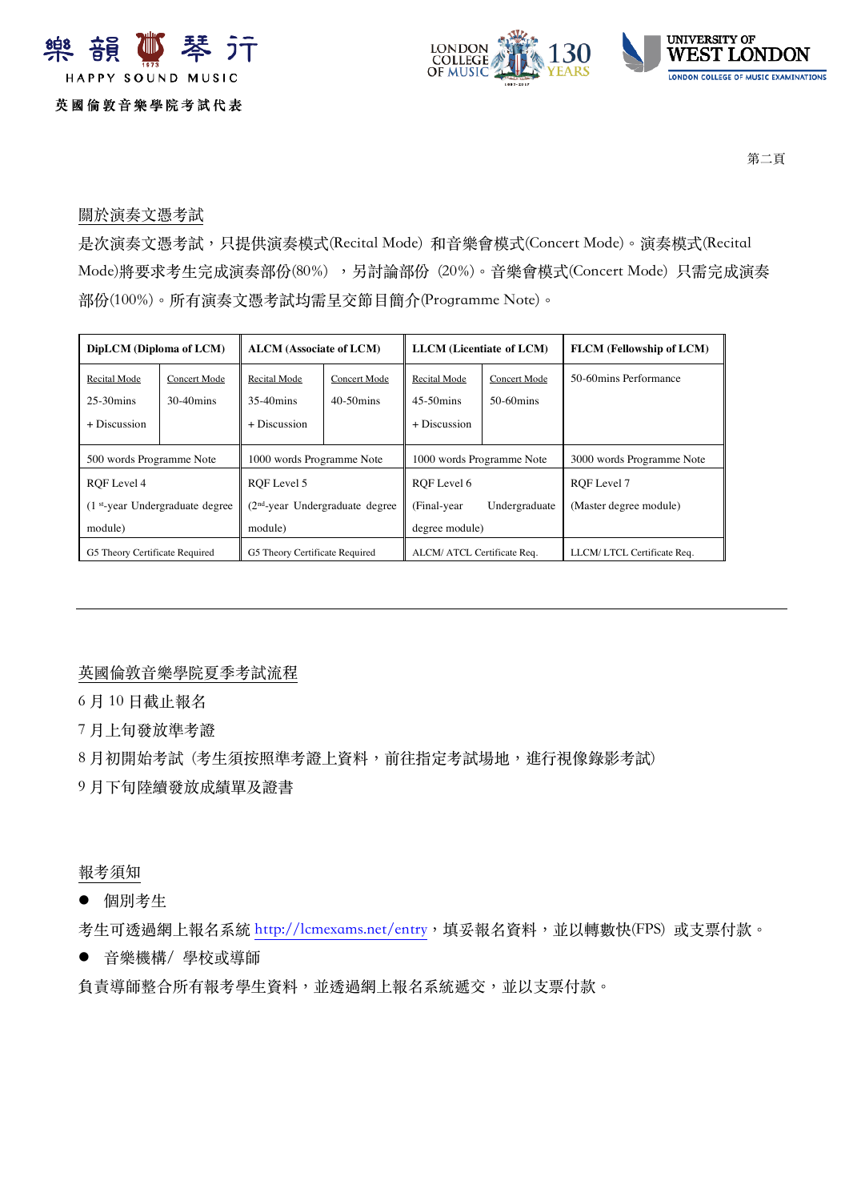## 關於演奏文憑考試

是次演奏文憑考試，只提供演奏模式(Recital Mode) 和音樂會模式(Concert Mode)。演奏模式(Recital Mode)將要求考生完成演奏部份(80%) ，另討論部份 (20%)。音樂會模式(Concert Mode) 只需完成演奏部份(100%)。所有演奏文憑考試均需呈交節目簡介(Programme Note)。

| DipLCM (Diploma of LCM) | | ALCM (Associate of LCM) | | LLCM (Licentiate of LCM) | | FLCM (Fellowship of LCM) |
|---|---|---|---|---|---|---|
| Recital Mode<br>25-30mins<br>+ Discussion | Concert Mode<br>30-40mins | Recital Mode<br>35-40mins<br>+ Discussion | Concert Mode<br>40-50mins | Recital Mode<br>45-50mins<br>+ Discussion | Concert Mode<br>50-60mins | 50-60mins Performance |
| 500 words Programme Note | | 1000 words Programme Note | | 1000 words Programme Note | | 3000 words Programme Note |
| RQF Level 4<br>(1st-year Undergraduate degree module) | | RQF Level 5<br>(2nd-year Undergraduate degree module) | | RQF Level 6<br>(Final-year Undergraduate degree module) | | RQF Level 7<br>(Master degree module) |
| G5 Theory Certificate Required | | G5 Theory Certificate Required | | ALCM/ ATCL Certificate Req. | | LLCM/ LTCL Certificate Req. |

---

## 英國倫敦音樂學院夏季考試流程

6 月 10 日截止報名

7 月上旬發放準考證

8 月初開始考試 (考生須按照準考證上資料，前往指定考試場地，進行視像錄影考試)

9 月下旬陸續發放成績單及證書

## 報考須知

- 個別考生

考生可透過網上報名系統 http://lcmexams.net/entry，填妥報名資料，並以轉數快(FPS) 或支票付款。

- 音樂機構/ 學校或導師

負責導師整合所有報考學生資料，並透過網上報名系統遞交，並以支票付款。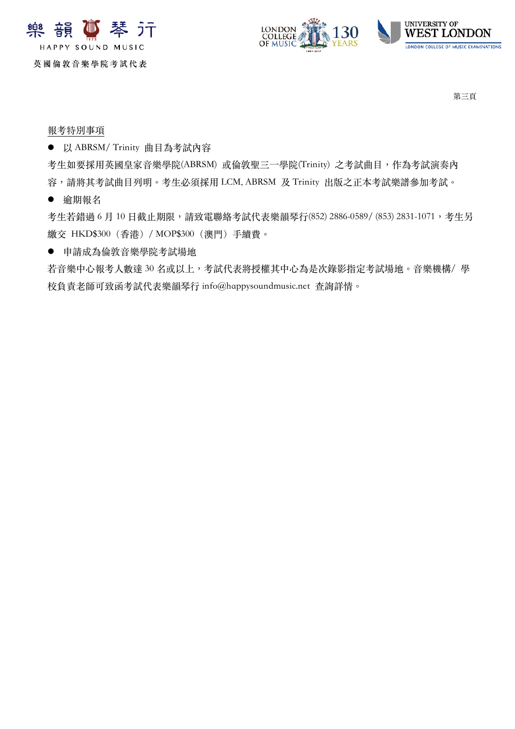報考特別事項

- 以 ABRSM/ Trinity 曲目為考試內容

考生如要採用英國皇家音樂學院(ABRSM) 或倫敦聖三一學院(Trinity) 之考試曲目，作為考試演奏內容，請將其考試曲目列明。考生必須採用 LCM, ABRSM 及 Trinity 出版之正本考試樂譜參加考試。

- 逾期報名

考生若錯過 6 月 10 日截止期限，請致電聯絡考試代表樂韻琴行(852) 2886-0589/ (853) 2831-1071，考生另繳交 HKD$300（香港）/ MOP$300（澳門）手續費。

- 申請成為倫敦音樂學院考試場地

若音樂中心報考人數達 30 名或以上，考試代表將授權其中心為是次錄影指定考試場地。音樂機構/ 學校負責老師可致函考試代表樂韻琴行 info@happysoundmusic.net 查詢詳情。